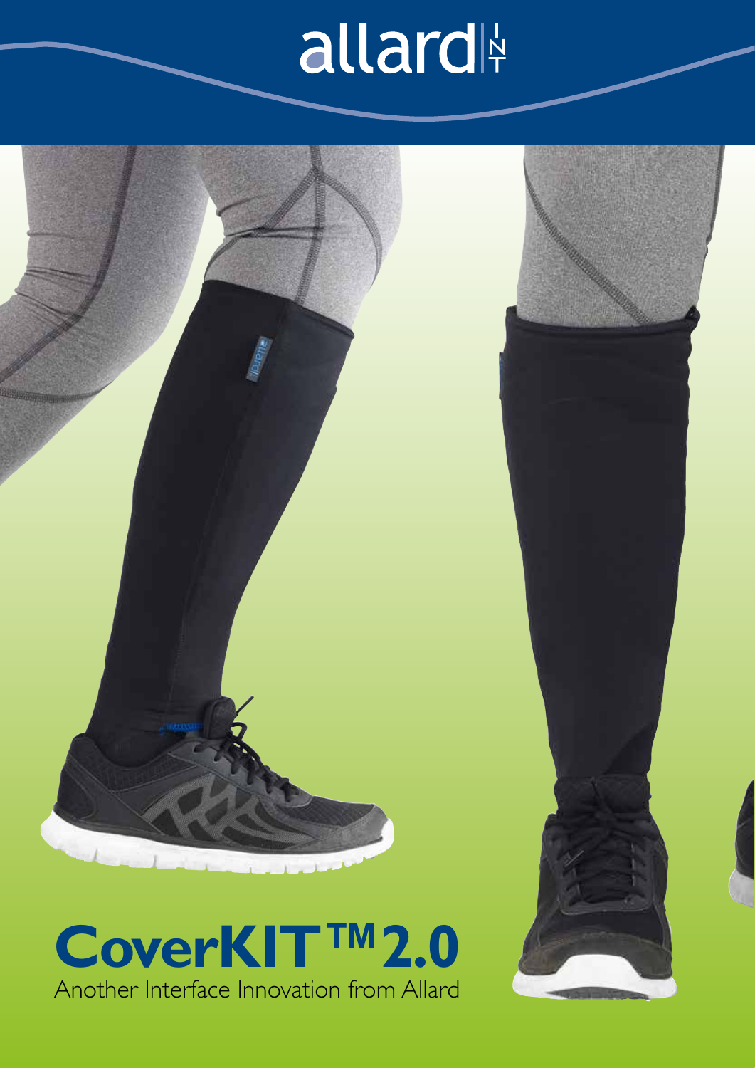allard

# CoverKIT™ 2.0

Another Interface Innovation from Allard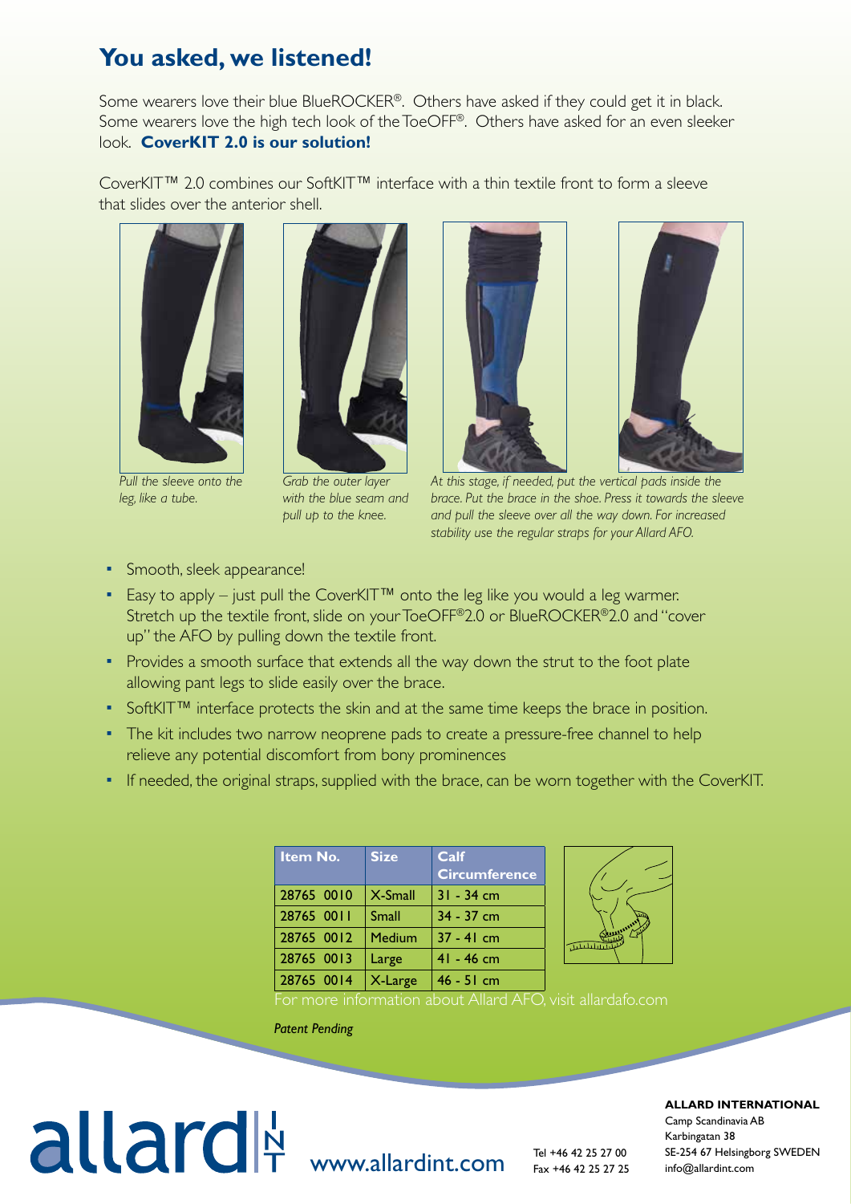## You asked, we listened!

Some wearers love their blue BlueROCKER®. Others have asked if they could get it in black. Some wearers love the high tech look of the ToeOFF®. Others have asked for an even sleeker look. **CoverKIT 2.0 is our solution!**

CoverKIT™ 2.0 combines our SoftKIT™ interface with a thin textile front to form a sleeve that slides over the anterior shell.

*Pull the sleeve onto the leg, like a tube.*

*Grab the outer layer with the blue seam and pull up to the knee.*

*At this stage, if needed, put the vertical pads inside the brace. Put the brace in the shoe. Press it towards the sleeve and pull the sleeve over all the way down. For increased stability use the regular straps for your Allard AFO.*

- Smooth, sleek appearance!
- Easy to apply – just pull the CoverKIT™ onto the leg like you would a leg warmer. Stretch up the textile front, slide on your ToeOFF®2.0 or BlueROCKER®2.0 and "cover up" the AFO by pulling down the textile front.
- Provides a smooth surface that extends all the way down the strut to the foot plate allowing pant legs to slide easily over the brace.
- SoftKIT™ interface protects the skin and at the same time keeps the brace in position.
- The kit includes two narrow neoprene pads to create a pressure-free channel to help relieve any potential discomfort from bony prominences
- If needed, the original straps, supplied with the brace, can be worn together with the CoverKIT.

| Item No. | Size | Calf Circumference |
|---|---|---|
| 28765 0010 | X-Small | 31 - 34 cm |
| 28765 0011 | Small | 34 - 37 cm |
| 28765 0012 | Medium | 37 - 41 cm |
| 28765 0013 | Large | 41 - 46 cm |
| 28765 0014 | X-Large | 46 - 51 cm |

For more information about Allard AFO, visit allardafo.com

*Patent Pending*

allard INT www.allardint.com

Tel +46 42 25 27 00
Fax +46 42 25 27 25

**ALLARD INTERNATIONAL**
Camp Scandinavia AB
Karbingatan 38
SE-254 67 Helsingborg SWEDEN
info@allardint.com